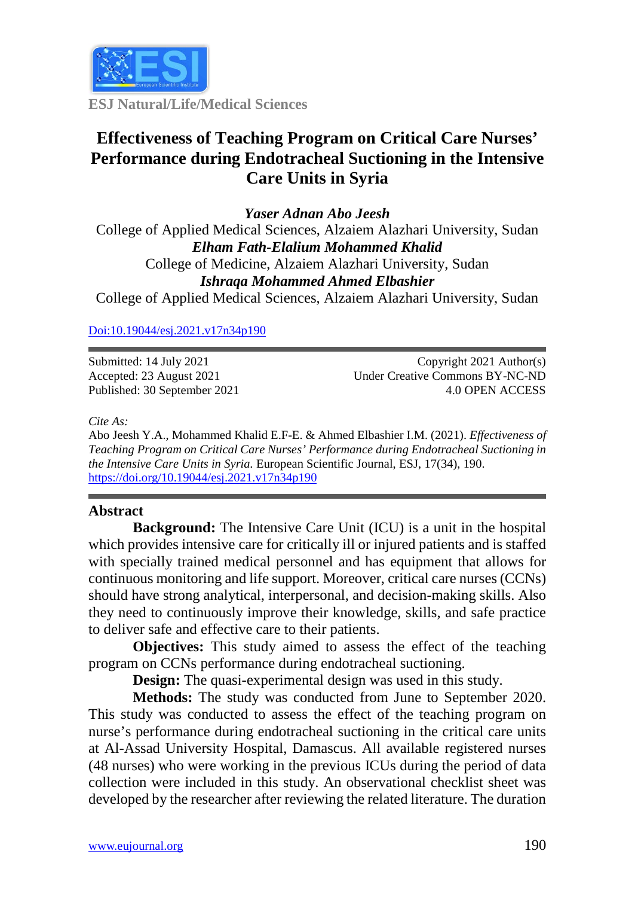ESJ Natural/Life/Medical Sciences

# Effectiveness of Teaching Program on Critical Care Nurses' Performance during Endotracheal Suctioning in the Intensive Care Units in Syria

***Yaser Adnan Abo Jeesh***
College of Applied Medical Sciences, Alzaiem Alazhari University, Sudan

***Elham Fath-Elalium Mohammed Khalid***
College of Medicine, Alzaiem Alazhari University, Sudan

***Ishraqa Mohammed Ahmed Elbashier***
College of Applied Medical Sciences, Alzaiem Alazhari University, Sudan

Doi:10.19044/esj.2021.v17n34p190

Submitted: 14 July 2021
Accepted: 23 August 2021
Published: 30 September 2021

Copyright 2021 Author(s)
Under Creative Commons BY-NC-ND
4.0 OPEN ACCESS

*Cite As:*
Abo Jeesh Y.A., Mohammed Khalid E.F-E. & Ahmed Elbashier I.M. (2021). *Effectiveness of Teaching Program on Critical Care Nurses' Performance during Endotracheal Suctioning in the Intensive Care Units in Syria.* European Scientific Journal, ESJ, 17(34), 190. https://doi.org/10.19044/esj.2021.v17n34p190

## Abstract

**Background:** The Intensive Care Unit (ICU) is a unit in the hospital which provides intensive care for critically ill or injured patients and is staffed with specially trained medical personnel and has equipment that allows for continuous monitoring and life support. Moreover, critical care nurses (CCNs) should have strong analytical, interpersonal, and decision-making skills. Also they need to continuously improve their knowledge, skills, and safe practice to deliver safe and effective care to their patients.

**Objectives:** This study aimed to assess the effect of the teaching program on CCNs performance during endotracheal suctioning.

**Design:** The quasi-experimental design was used in this study.

**Methods:** The study was conducted from June to September 2020. This study was conducted to assess the effect of the teaching program on nurse's performance during endotracheal suctioning in the critical care units at Al-Assad University Hospital, Damascus. All available registered nurses (48 nurses) who were working in the previous ICUs during the period of data collection were included in this study. An observational checklist sheet was developed by the researcher after reviewing the related literature. The duration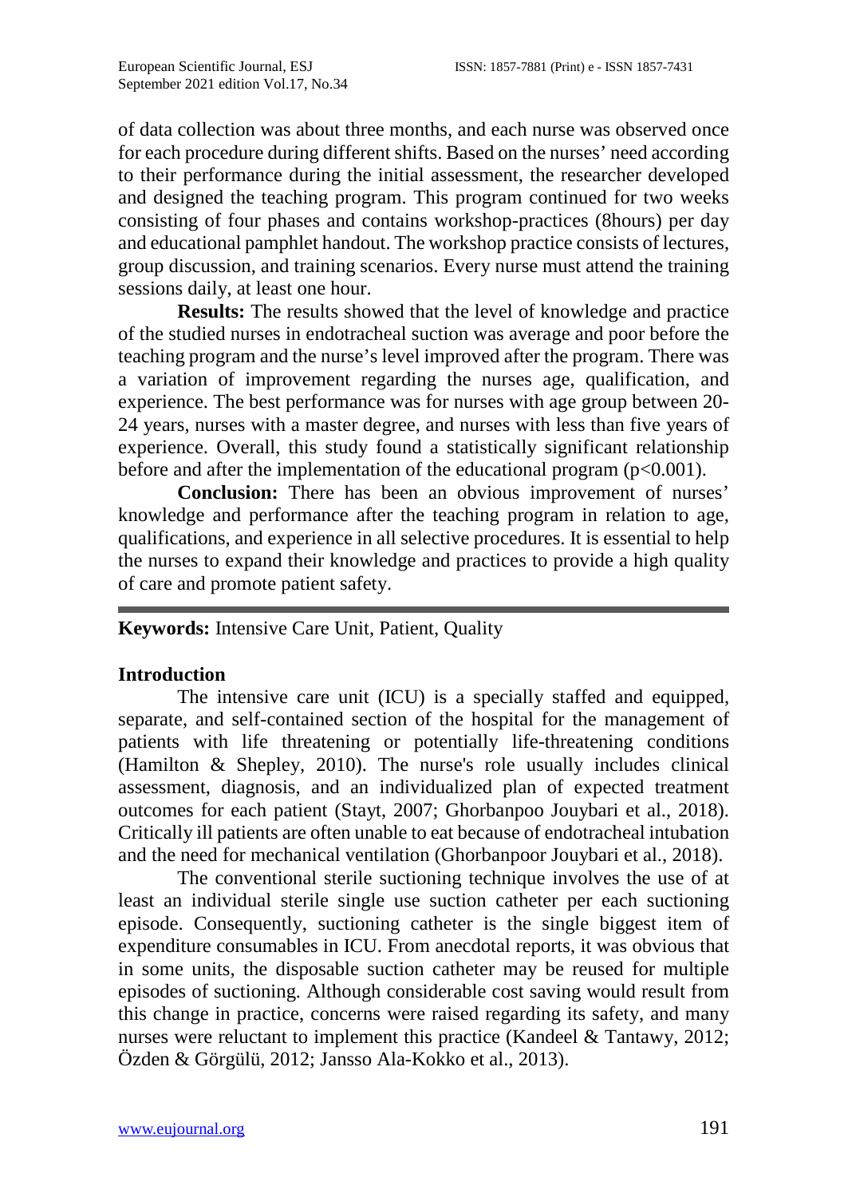of data collection was about three months, and each nurse was observed once for each procedure during different shifts. Based on the nurses' need according to their performance during the initial assessment, the researcher developed and designed the teaching program. This program continued for two weeks consisting of four phases and contains workshop-practices (8hours) per day and educational pamphlet handout. The workshop practice consists of lectures, group discussion, and training scenarios. Every nurse must attend the training sessions daily, at least one hour.

**Results:** The results showed that the level of knowledge and practice of the studied nurses in endotracheal suction was average and poor before the teaching program and the nurse's level improved after the program. There was a variation of improvement regarding the nurses age, qualification, and experience. The best performance was for nurses with age group between 20-24 years, nurses with a master degree, and nurses with less than five years of experience. Overall, this study found a statistically significant relationship before and after the implementation of the educational program ($p<0.001$).

**Conclusion:** There has been an obvious improvement of nurses' knowledge and performance after the teaching program in relation to age, qualifications, and experience in all selective procedures. It is essential to help the nurses to expand their knowledge and practices to provide a high quality of care and promote patient safety.

---

**Keywords:** Intensive Care Unit, Patient, Quality

## Introduction

The intensive care unit (ICU) is a specially staffed and equipped, separate, and self-contained section of the hospital for the management of patients with life threatening or potentially life-threatening conditions (Hamilton & Shepley, 2010). The nurse's role usually includes clinical assessment, diagnosis, and an individualized plan of expected treatment outcomes for each patient (Stayt, 2007; Ghorbanpoo Jouybari et al., 2018). Critically ill patients are often unable to eat because of endotracheal intubation and the need for mechanical ventilation (Ghorbanpoor Jouybari et al., 2018).

The conventional sterile suctioning technique involves the use of at least an individual sterile single use suction catheter per each suctioning episode. Consequently, suctioning catheter is the single biggest item of expenditure consumables in ICU. From anecdotal reports, it was obvious that in some units, the disposable suction catheter may be reused for multiple episodes of suctioning. Although considerable cost saving would result from this change in practice, concerns were raised regarding its safety, and many nurses were reluctant to implement this practice (Kandeel & Tantawy, 2012; Özden & Görgülü, 2012; Jansso Ala-Kokko et al., 2013).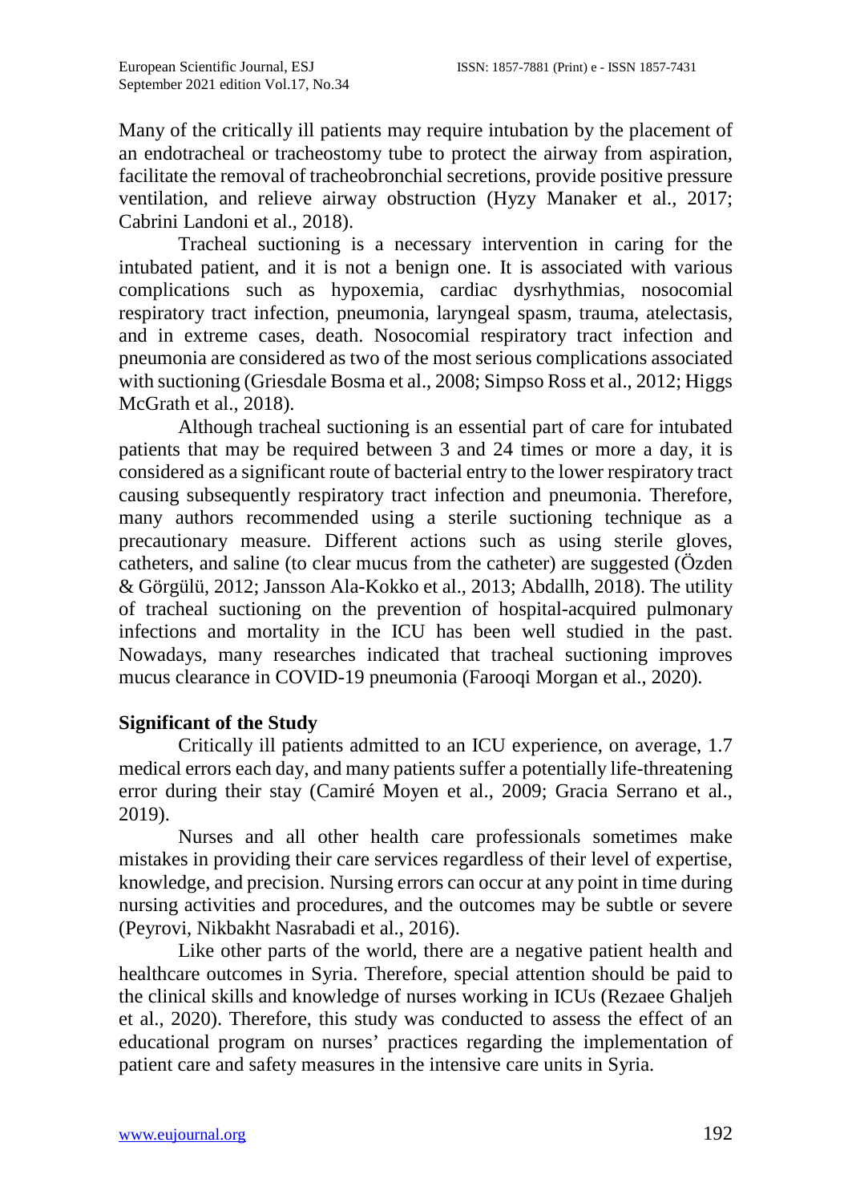Many of the critically ill patients may require intubation by the placement of an endotracheal or tracheostomy tube to protect the airway from aspiration, facilitate the removal of tracheobronchial secretions, provide positive pressure ventilation, and relieve airway obstruction (Hyzy Manaker et al., 2017; Cabrini Landoni et al., 2018).

Tracheal suctioning is a necessary intervention in caring for the intubated patient, and it is not a benign one. It is associated with various complications such as hypoxemia, cardiac dysrhythmias, nosocomial respiratory tract infection, pneumonia, laryngeal spasm, trauma, atelectasis, and in extreme cases, death. Nosocomial respiratory tract infection and pneumonia are considered as two of the most serious complications associated with suctioning (Griesdale Bosma et al., 2008; Simpso Ross et al., 2012; Higgs McGrath et al., 2018).

Although tracheal suctioning is an essential part of care for intubated patients that may be required between 3 and 24 times or more a day, it is considered as a significant route of bacterial entry to the lower respiratory tract causing subsequently respiratory tract infection and pneumonia. Therefore, many authors recommended using a sterile suctioning technique as a precautionary measure. Different actions such as using sterile gloves, catheters, and saline (to clear mucus from the catheter) are suggested (Özden & Görgülü, 2012; Jansson Ala-Kokko et al., 2013; Abdallh, 2018). The utility of tracheal suctioning on the prevention of hospital-acquired pulmonary infections and mortality in the ICU has been well studied in the past. Nowadays, many researches indicated that tracheal suctioning improves mucus clearance in COVID-19 pneumonia (Farooqi Morgan et al., 2020).

## Significant of the Study

Critically ill patients admitted to an ICU experience, on average, 1.7 medical errors each day, and many patients suffer a potentially life-threatening error during their stay (Camiré Moyen et al., 2009; Gracia Serrano et al., 2019).

Nurses and all other health care professionals sometimes make mistakes in providing their care services regardless of their level of expertise, knowledge, and precision. Nursing errors can occur at any point in time during nursing activities and procedures, and the outcomes may be subtle or severe (Peyrovi, Nikbakht Nasrabadi et al., 2016).

Like other parts of the world, there are a negative patient health and healthcare outcomes in Syria. Therefore, special attention should be paid to the clinical skills and knowledge of nurses working in ICUs (Rezaee Ghaljeh et al., 2020). Therefore, this study was conducted to assess the effect of an educational program on nurses' practices regarding the implementation of patient care and safety measures in the intensive care units in Syria.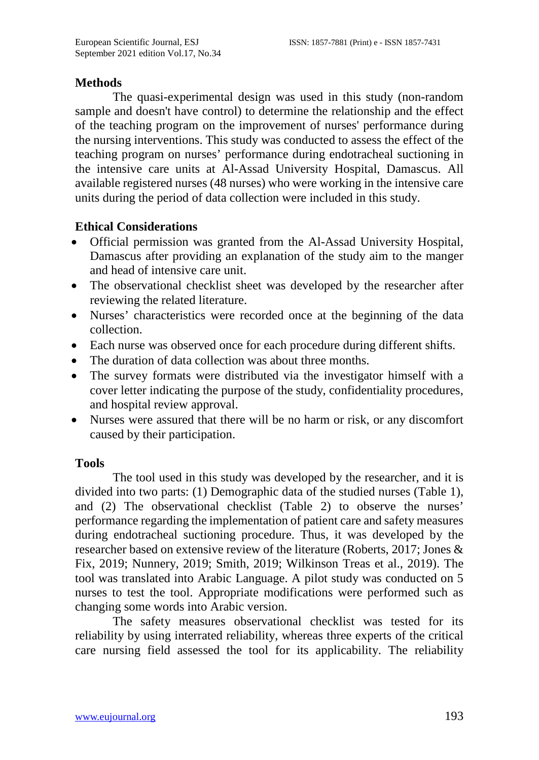## Methods

The quasi-experimental design was used in this study (non-random sample and doesn't have control) to determine the relationship and the effect of the teaching program on the improvement of nurses' performance during the nursing interventions. This study was conducted to assess the effect of the teaching program on nurses' performance during endotracheal suctioning in the intensive care units at Al-Assad University Hospital, Damascus. All available registered nurses (48 nurses) who were working in the intensive care units during the period of data collection were included in this study.

## Ethical Considerations

- Official permission was granted from the Al-Assad University Hospital, Damascus after providing an explanation of the study aim to the manger and head of intensive care unit.
- The observational checklist sheet was developed by the researcher after reviewing the related literature.
- Nurses' characteristics were recorded once at the beginning of the data collection.
- Each nurse was observed once for each procedure during different shifts.
- The duration of data collection was about three months.
- The survey formats were distributed via the investigator himself with a cover letter indicating the purpose of the study, confidentiality procedures, and hospital review approval.
- Nurses were assured that there will be no harm or risk, or any discomfort caused by their participation.

## Tools

The tool used in this study was developed by the researcher, and it is divided into two parts: (1) Demographic data of the studied nurses (Table 1), and (2) The observational checklist (Table 2) to observe the nurses' performance regarding the implementation of patient care and safety measures during endotracheal suctioning procedure. Thus, it was developed by the researcher based on extensive review of the literature (Roberts, 2017; Jones & Fix, 2019; Nunnery, 2019; Smith, 2019; Wilkinson Treas et al., 2019). The tool was translated into Arabic Language. A pilot study was conducted on 5 nurses to test the tool. Appropriate modifications were performed such as changing some words into Arabic version.

The safety measures observational checklist was tested for its reliability by using interrated reliability, whereas three experts of the critical care nursing field assessed the tool for its applicability. The reliability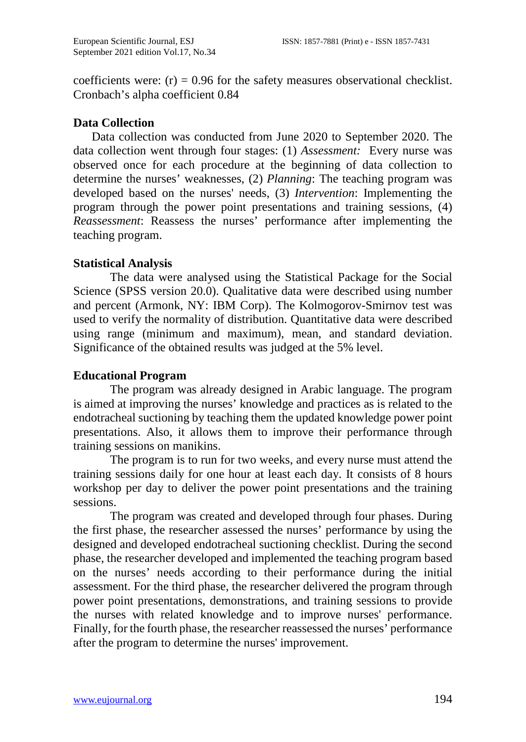coefficients were: (r) = 0.96 for the safety measures observational checklist. Cronbach's alpha coefficient 0.84

## Data Collection

Data collection was conducted from June 2020 to September 2020. The data collection went through four stages: (1) *Assessment:* Every nurse was observed once for each procedure at the beginning of data collection to determine the nurses' weaknesses, (2) *Planning*: The teaching program was developed based on the nurses' needs, (3) *Intervention*: Implementing the program through the power point presentations and training sessions, (4) *Reassessment*: Reassess the nurses' performance after implementing the teaching program.

## Statistical Analysis

The data were analysed using the Statistical Package for the Social Science (SPSS version 20.0). Qualitative data were described using number and percent (Armonk, NY: IBM Corp). The Kolmogorov-Smirnov test was used to verify the normality of distribution. Quantitative data were described using range (minimum and maximum), mean, and standard deviation. Significance of the obtained results was judged at the 5% level.

## Educational Program

The program was already designed in Arabic language. The program is aimed at improving the nurses' knowledge and practices as is related to the endotracheal suctioning by teaching them the updated knowledge power point presentations. Also, it allows them to improve their performance through training sessions on manikins.

The program is to run for two weeks, and every nurse must attend the training sessions daily for one hour at least each day. It consists of 8 hours workshop per day to deliver the power point presentations and the training sessions.

The program was created and developed through four phases. During the first phase, the researcher assessed the nurses' performance by using the designed and developed endotracheal suctioning checklist. During the second phase, the researcher developed and implemented the teaching program based on the nurses' needs according to their performance during the initial assessment. For the third phase, the researcher delivered the program through power point presentations, demonstrations, and training sessions to provide the nurses with related knowledge and to improve nurses' performance. Finally, for the fourth phase, the researcher reassessed the nurses' performance after the program to determine the nurses' improvement.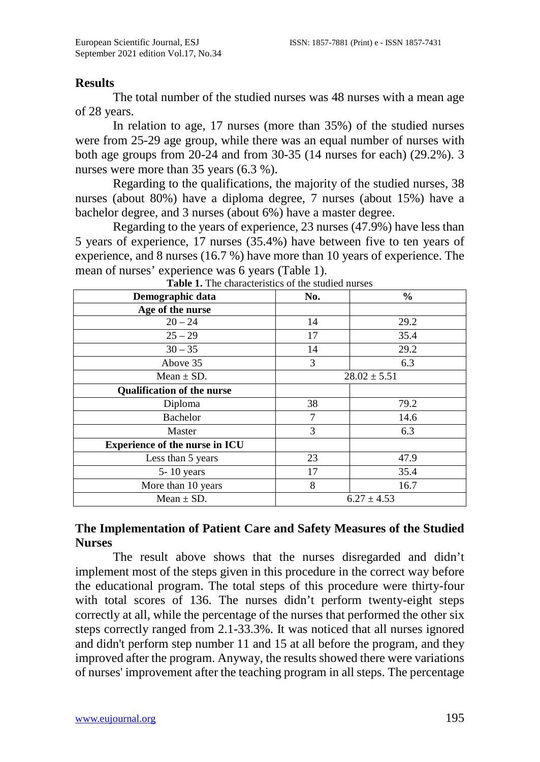## Results

The total number of the studied nurses was 48 nurses with a mean age of 28 years.

In relation to age, 17 nurses (more than 35%) of the studied nurses were from 25-29 age group, while there was an equal number of nurses with both age groups from 20-24 and from 30-35 (14 nurses for each) (29.2%). 3 nurses were more than 35 years (6.3 %).

Regarding to the qualifications, the majority of the studied nurses, 38 nurses (about 80%) have a diploma degree, 7 nurses (about 15%) have a bachelor degree, and 3 nurses (about 6%) have a master degree.

Regarding to the years of experience, 23 nurses (47.9%) have less than 5 years of experience, 17 nurses (35.4%) have between five to ten years of experience, and 8 nurses (16.7 %) have more than 10 years of experience. The mean of nurses' experience was 6 years (Table 1).

**Table 1.** The characteristics of the studied nurses

| Demographic data | No. | % |
|---|---|---|
| **Age of the nurse** | | |
| 20 – 24 | 14 | 29.2 |
| 25 – 29 | 17 | 35.4 |
| 30 – 35 | 14 | 29.2 |
| Above 35 | 3 | 6.3 |
| Mean ± SD. | 28.02 ± 5.51 | |
| **Qualification of the nurse** | | |
| Diploma | 38 | 79.2 |
| Bachelor | 7 | 14.6 |
| Master | 3 | 6.3 |
| **Experience of the nurse in ICU** | | |
| Less than 5 years | 23 | 47.9 |
| 5- 10 years | 17 | 35.4 |
| More than 10 years | 8 | 16.7 |
| Mean ± SD. | 6.27 ± 4.53 | |

## The Implementation of Patient Care and Safety Measures of the Studied Nurses

The result above shows that the nurses disregarded and didn't implement most of the steps given in this procedure in the correct way before the educational program. The total steps of this procedure were thirty-four with total scores of 136. The nurses didn't perform twenty-eight steps correctly at all, while the percentage of the nurses that performed the other six steps correctly ranged from 2.1-33.3%. It was noticed that all nurses ignored and didn't perform step number 11 and 15 at all before the program, and they improved after the program. Anyway, the results showed there were variations of nurses' improvement after the teaching program in all steps. The percentage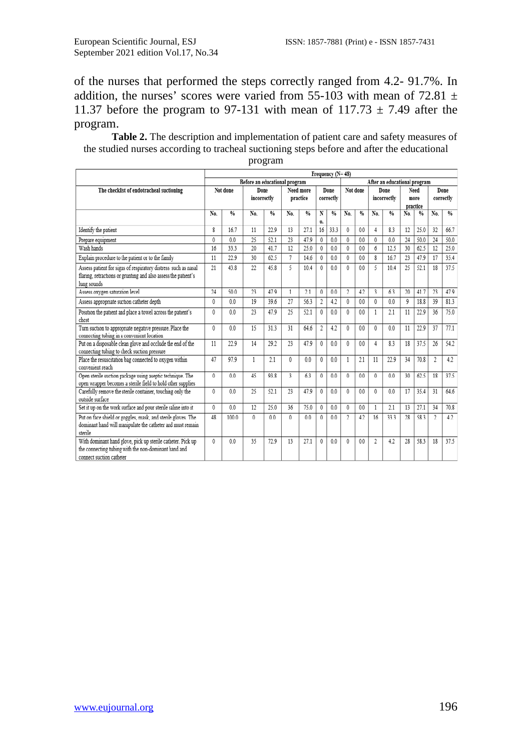of the nurses that performed the steps correctly ranged from 4.2- 91.7%. In addition, the nurses' scores were varied from 55-103 with mean of 72.81 ± 11.37 before the program to 97-131 with mean of 117.73 ± 7.49 after the program.

**Table 2.** The description and implementation of patient care and safety measures of the studied nurses according to tracheal suctioning steps before and after the educational program

| The checklist of endotracheal suctioning | Frequency (N= 48) | | | | | | | | | | | | | | | |
|---|---|---|---|---|---|---|---|---|---|---|---|---|---|---|---|---|
| | Before an educational program | | | | | | | | After an educational program | | | | | | | |
| | Not done | | Done incorrectly | | Need more practice | | Done correctly | | Not done | | Done incorrectly | | Need more practice | | Done correctly | |
| | No. | % | No. | % | No. | % | No. | % | No. | % | No. | % | No. | % | No. | % |
| Identify the patient | 8 | 16.7 | 11 | 22.9 | 13 | 27.1 | 16 | 33.3 | 0 | 0.0 | 4 | 8.3 | 12 | 25.0 | 32 | 66.7 |
| Prepare equipment | 0 | 0.0 | 25 | 52.1 | 23 | 47.9 | 0 | 0.0 | 0 | 0.0 | 0 | 0.0 | 24 | 50.0 | 24 | 50.0 |
| Wash hands | 16 | 33.3 | 20 | 41.7 | 12 | 25.0 | 0 | 0.0 | 0 | 0.0 | 6 | 12.5 | 30 | 62.5 | 12 | 25.0 |
| Explain procedure to the patient or to the family | 11 | 22.9 | 30 | 62.5 | 7 | 14.6 | 0 | 0.0 | 0 | 0.0 | 8 | 16.7 | 23 | 47.9 | 17 | 35.4 |
| Assess patient for signs of respiratory distress such as nasal flaring, retractions or grunting and also assess the patient's lung sounds | 21 | 43.8 | 22 | 45.8 | 5 | 10.4 | 0 | 0.0 | 0 | 0.0 | 5 | 10.4 | 25 | 52.1 | 18 | 37.5 |
| Assess oxygen saturation level | 24 | 50.0 | 23 | 47.9 | 1 | 2.1 | 0 | 0.0 | 2 | 4.2 | 3 | 6.3 | 20 | 41.7 | 23 | 47.9 |
| Assess appropriate suction catheter depth | 0 | 0.0 | 19 | 39.6 | 27 | 56.3 | 2 | 4.2 | 0 | 0.0 | 0 | 0.0 | 9 | 18.8 | 39 | 81.3 |
| Position the patient and place a towel across the patient's chest | 0 | 0.0 | 23 | 47.9 | 25 | 52.1 | 0 | 0.0 | 0 | 0.0 | 1 | 2.1 | 11 | 22.9 | 36 | 75.0 |
| Turn suction to appropriate negative pressure. Place the connecting tubing in a convenient location | 0 | 0.0 | 15 | 31.3 | 31 | 64.6 | 2 | 4.2 | 0 | 0.0 | 0 | 0.0 | 11 | 22.9 | 37 | 77.1 |
| Put on a disposable clean glove and occlude the end of the connecting tubing to check suction pressure | 11 | 22.9 | 14 | 29.2 | 23 | 47.9 | 0 | 0.0 | 0 | 0.0 | 4 | 8.3 | 18 | 37.5 | 26 | 54.2 |
| Place the resuscitation bag connected to oxygen within convenient reach | 47 | 97.9 | 1 | 2.1 | 0 | 0.0 | 0 | 0.0 | 1 | 2.1 | 11 | 22.9 | 34 | 70.8 | 2 | 4.2 |
| Open sterile suction package using aseptic technique. The open wrapper becomes a sterile field to hold other supplies | 0 | 0.0 | 45 | 93.8 | 3 | 6.3 | 0 | 0.0 | 0 | 0.0 | 0 | 0.0 | 30 | 62.5 | 18 | 37.5 |
| Carefully remove the sterile container, touching only the outside surface | 0 | 0.0 | 25 | 52.1 | 23 | 47.9 | 0 | 0.0 | 0 | 0.0 | 0 | 0.0 | 17 | 35.4 | 31 | 64.6 |
| Set it up on the work surface and pour sterile saline into it | 0 | 0.0 | 12 | 25.0 | 36 | 75.0 | 0 | 0.0 | 0 | 0.0 | 1 | 2.1 | 13 | 27.1 | 34 | 70.8 |
| Put on face shield or goggles, mask, and sterile gloves. The dominant hand will manipulate the catheter and must remain sterile | 48 | 100.0 | 0 | 0.0 | 0 | 0.0 | 0 | 0.0 | 2 | 4.2 | 16 | 33.3 | 28 | 58.3 | 2 | 4.2 |
| With dominant hand glove, pick up sterile catheter. Pick up the connecting tubing with the non-dominant hand and connect suction catheter | 0 | 0.0 | 35 | 72.9 | 13 | 27.1 | 0 | 0.0 | 0 | 0.0 | 2 | 4.2 | 28 | 58.3 | 18 | 37.5 |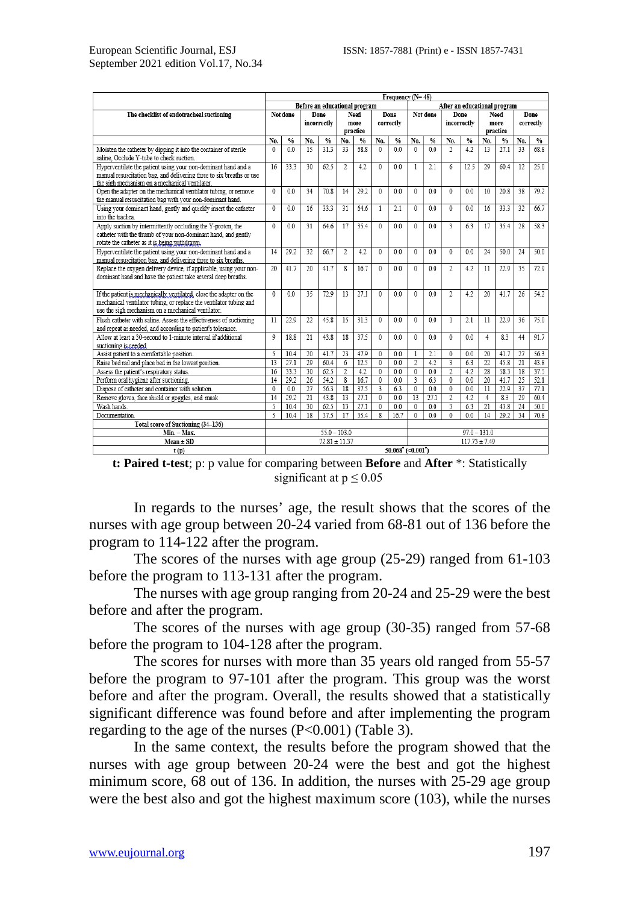| The checklist of endotracheal suctioning | Frequency (N= 48) | | | | | | | | | | | | | | | |
|---|---|---|---|---|---|---|---|---|---|---|---|---|---|---|---|---|
| | Before an educational program | | | | | | | | After an educational program | | | | | | | |
| | Not done | | Done incorrectly | | Need more practice | | Done correctly | | Not done | | Done incorrectly | | Need more practice | | Done correctly | |
| | No. | % | No. | % | No. | % | No. | % | No. | % | No. | % | No. | % | No. | % |
| Moisten the catheter by dipping it into the container of sterile saline. Occlude Y-tube to check suction. | 0 | 0.0 | 15 | 31.3 | 33 | 68.8 | 0 | 0.0 | 0 | 0.0 | 2 | 4.2 | 13 | 27.1 | 33 | 68.8 |
| Hyperventilate the patient using your non-dominant hand and a manual resuscitation bag, and delivering three to six breaths or use the sigh mechanism on a mechanical ventilator. | 16 | 33.3 | 30 | 62.5 | 2 | 4.2 | 0 | 0.0 | 1 | 2.1 | 6 | 12.5 | 29 | 60.4 | 12 | 25.0 |
| Open the adapter on the mechanical ventilator tubing, or remove the manual resuscitation bag with your non-dominant hand. | 0 | 0.0 | 34 | 70.8 | 14 | 29.2 | 0 | 0.0 | 0 | 0.0 | 0 | 0.0 | 10 | 20.8 | 38 | 79.2 |
| Using your dominant hand, gently and quickly insert the catheter into the trachea. | 0 | 0.0 | 16 | 33.3 | 31 | 64.6 | 1 | 2.1 | 0 | 0.0 | 0 | 0.0 | 16 | 33.3 | 32 | 66.7 |
| Apply suction by intermittently occluding the Y-proton, the catheter with the thumb of your non-dominant hand, and gently rotate the catheter as it is being withdrawn. | 0 | 0.0 | 31 | 64.6 | 17 | 35.4 | 0 | 0.0 | 0 | 0.0 | 3 | 6.3 | 17 | 35.4 | 28 | 58.3 |
| Hyperventilate the patient using your non-dominant hand and a manual resuscitation bag, and delivering three to six breaths. | 14 | 29.2 | 32 | 66.7 | 2 | 4.2 | 0 | 0.0 | 0 | 0.0 | 0 | 0.0 | 24 | 50.0 | 24 | 50.0 |
| Replace the oxygen delivery device, if applicable, using your non-dominant hand and have the patient take several deep breaths. | 20 | 41.7 | 20 | 41.7 | 8 | 16.7 | 0 | 0.0 | 0 | 0.0 | 2 | 4.2 | 11 | 22.9 | 35 | 72.9 |
| If the patient is mechanically ventilated, close the adapter on the mechanical ventilator tubing, or replace the ventilator tubing and use the sigh mechanism on a mechanical ventilator. | 0 | 0.0 | 35 | 72.9 | 13 | 27.1 | 0 | 0.0 | 0 | 0.0 | 2 | 4.2 | 20 | 41.7 | 26 | 54.2 |
| Flush catheter with saline. Assess the effectiveness of suctioning and repeat as needed, and according to patient's tolerance. | 11 | 22.9 | 22 | 45.8 | 15 | 31.3 | 0 | 0.0 | 0 | 0.0 | 1 | 2.1 | 11 | 22.0 | 36 | 75.0 |
| Allow at least a 30-second to 1-minute interval if additional suctioning is needed. | 9 | 18.8 | 21 | 43.8 | 18 | 37.5 | 0 | 0.0 | 0 | 0.0 | 0 | 0.0 | 4 | 8.3 | 44 | 91.7 |
| Assist patient to a comfortable position. | 5 | 10.4 | 20 | 41.7 | 23 | 47.9 | 0 | 0.0 | 1 | 2.1 | 0 | 0.0 | 20 | 41.7 | 27 | 56.3 |
| Raise bed rail and place bed in the lowest position. | 13 | 27.1 | 29 | 60.4 | 6 | 12.5 | 0 | 0.0 | 2 | 4.2 | 3 | 6.3 | 22 | 45.8 | 21 | 43.8 |
| Assess the patient's respiratory status. | 16 | 33.3 | 30 | 62.5 | 2 | 4.2 | 0 | 0.0 | 0 | 0.0 | 2 | 4.2 | 28 | 58.3 | 18 | 37.5 |
| Perform oral hygiene after suctioning. | 14 | 29.2 | 26 | 54.2 | 8 | 16.7 | 0 | 0.0 | 3 | 6.3 | 0 | 0.0 | 20 | 41.7 | 25 | 52.1 |
| Dispose of catheter and container with solution. | 0 | 0.0 | 27 | 56.3 | 18 | 37.5 | 3 | 6.3 | 0 | 0.0 | 0 | 0.0 | 11 | 22.9 | 37 | 77.1 |
| Remove gloves, face shield or goggles, and mask | 14 | 29.2 | 21 | 43.8 | 13 | 27.1 | 0 | 0.0 | 13 | 27.1 | 2 | 4.2 | 4 | 8.3 | 29 | 60.4 |
| Wash hands. | 5 | 10.4 | 30 | 62.5 | 13 | 27.1 | 0 | 0.0 | 0 | 0.0 | 3 | 6.3 | 21 | 43.8 | 24 | 50.0 |
| Documentation. | 5 | 10.4 | 18 | 37.5 | 17 | 35.4 | 8 | 16.7 | 0 | 0.0 | 0 | 0.0 | 14 | 29.2 | 34 | 70.8 |
| Total score of Suctioning (34–136) | | | | | | | | | | | | | | | | |
| Min. – Max. | 55.0 – 103.0 | | | | | | | | 97.0 – 131.0 | | | | | | | |
| Mean ± SD | 72.81 ± 11.37 | | | | | | | | 117.73 ± 7.49 | | | | | | | |
| t (p) | 50.068* (<0.001*) | | | | | | | | | | | | | | | |

**t: Paired t-test**; p: p value for comparing between **Before** and **After** *: Statistically significant at $p \leq 0.05$

In regards to the nurses' age, the result shows that the scores of the nurses with age group between 20-24 varied from 68-81 out of 136 before the program to 114-122 after the program.

The scores of the nurses with age group (25-29) ranged from 61-103 before the program to 113-131 after the program.

The nurses with age group ranging from 20-24 and 25-29 were the best before and after the program.

The scores of the nurses with age group (30-35) ranged from 57-68 before the program to 104-128 after the program.

The scores for nurses with more than 35 years old ranged from 55-57 before the program to 97-101 after the program. This group was the worst before and after the program. Overall, the results showed that a statistically significant difference was found before and after implementing the program regarding to the age of the nurses (P<0.001) (Table 3).

In the same context, the results before the program showed that the nurses with age group between 20-24 were the best and got the highest minimum score, 68 out of 136. In addition, the nurses with 25-29 age group were the best also and got the highest maximum score (103), while the nurses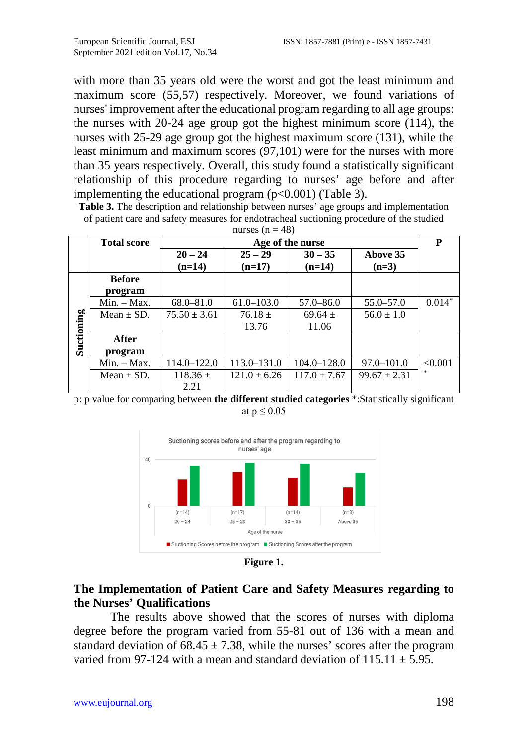with more than 35 years old were the worst and got the least minimum and maximum score (55,57) respectively. Moreover, we found variations of nurses' improvement after the educational program regarding to all age groups: the nurses with 20-24 age group got the highest minimum score (114), the nurses with 25-29 age group got the highest maximum score (131), while the least minimum and maximum scores (97,101) were for the nurses with more than 35 years respectively. Overall, this study found a statistically significant relationship of this procedure regarding to nurses' age before and after implementing the educational program ($p<0.001$) (Table 3).

**Table 3.** The description and relationship between nurses' age groups and implementation of patient care and safety measures for endotracheal suctioning procedure of the studied nurses (n = 48)

| | Total score | Age of the nurse | | | | P |
|---|---|---|---|---|---|---|
| | | **20 – 24 (n=14)** | **25 – 29 (n=17)** | **30 – 35 (n=14)** | **Above 35 (n=3)** | |
| **Suctioning** | **Before program** | | | | | |
| | Min. – Max. | 68.0–81.0 | 61.0–103.0 | 57.0–86.0 | 55.0–57.0 | 0.014* |
| | Mean ± SD. | 75.50 ± 3.61 | 76.18 ± 13.76 | 69.64 ± 11.06 | 56.0 ± 1.0 | |
| | **After program** | | | | | |
| | Min. – Max. | 114.0–122.0 | 113.0–131.0 | 104.0–128.0 | 97.0–101.0 | <0.001* |
| | Mean ± SD. | 118.36 ± 2.21 | 121.0 ± 6.26 | 117.0 ± 7.67 | 99.67 ± 2.31 | |

p: p value for comparing between **the different studied categories** *:Statistically significant at $p \leq 0.05$

**Figure 1.**

## The Implementation of Patient Care and Safety Measures regarding to the Nurses' Qualifications

The results above showed that the scores of nurses with diploma degree before the program varied from 55-81 out of 136 with a mean and standard deviation of 68.45 ± 7.38, while the nurses' scores after the program varied from 97-124 with a mean and standard deviation of 115.11 ± 5.95.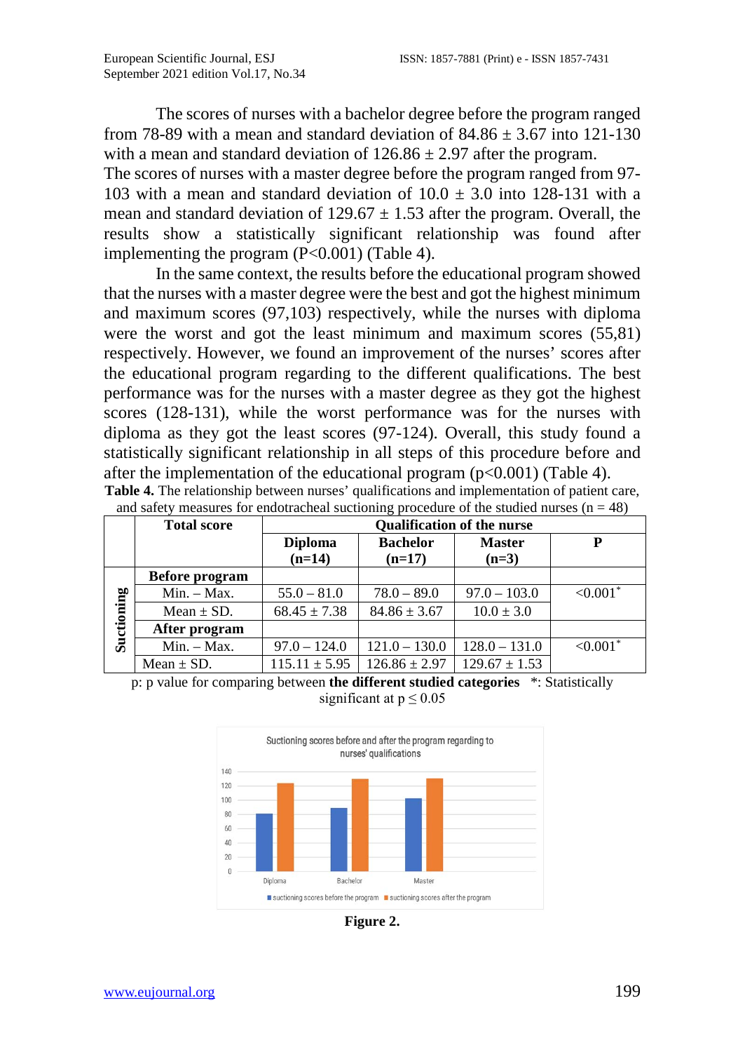The scores of nurses with a bachelor degree before the program ranged from 78-89 with a mean and standard deviation of 84.86 ± 3.67 into 121-130 with a mean and standard deviation of 126.86 ± 2.97 after the program.
The scores of nurses with a master degree before the program ranged from 97-103 with a mean and standard deviation of 10.0 ± 3.0 into 128-131 with a mean and standard deviation of 129.67 ± 1.53 after the program. Overall, the results show a statistically significant relationship was found after implementing the program (P<0.001) (Table 4).

In the same context, the results before the educational program showed that the nurses with a master degree were the best and got the highest minimum and maximum scores (97,103) respectively, while the nurses with diploma were the worst and got the least minimum and maximum scores (55,81) respectively. However, we found an improvement of the nurses' scores after the educational program regarding to the different qualifications. The best performance was for the nurses with a master degree as they got the highest scores (128-131), while the worst performance was for the nurses with diploma as they got the least scores (97-124). Overall, this study found a statistically significant relationship in all steps of this procedure before and after the implementation of the educational program (p<0.001) (Table 4).

**Table 4.** The relationship between nurses' qualifications and implementation of patient care, and safety measures for endotracheal suctioning procedure of the studied nurses (n = 48)

| | Total score | Qualification of the nurse | | | |
|---|---|---|---|---|---|
| | | **Diploma (n=14)** | **Bachelor (n=17)** | **Master (n=3)** | **P** |
| **Suctioning** | **Before program** | | | | |
| | Min. – Max. | 55.0 – 81.0 | 78.0 – 89.0 | 97.0 – 103.0 | <0.001* |
| | Mean ± SD. | 68.45 ± 7.38 | 84.86 ± 3.67 | 10.0 ± 3.0 | |
| | **After program** | | | | |
| | Min. – Max. | 97.0 – 124.0 | 121.0 – 130.0 | 128.0 – 131.0 | <0.001* |
| | Mean ± SD. | 115.11 ± 5.95 | 126.86 ± 2.97 | 129.67 ± 1.53 | |

p: p value for comparing between **the different studied categories** *: Statistically significant at $p \leq 0.05$

**Figure 2.**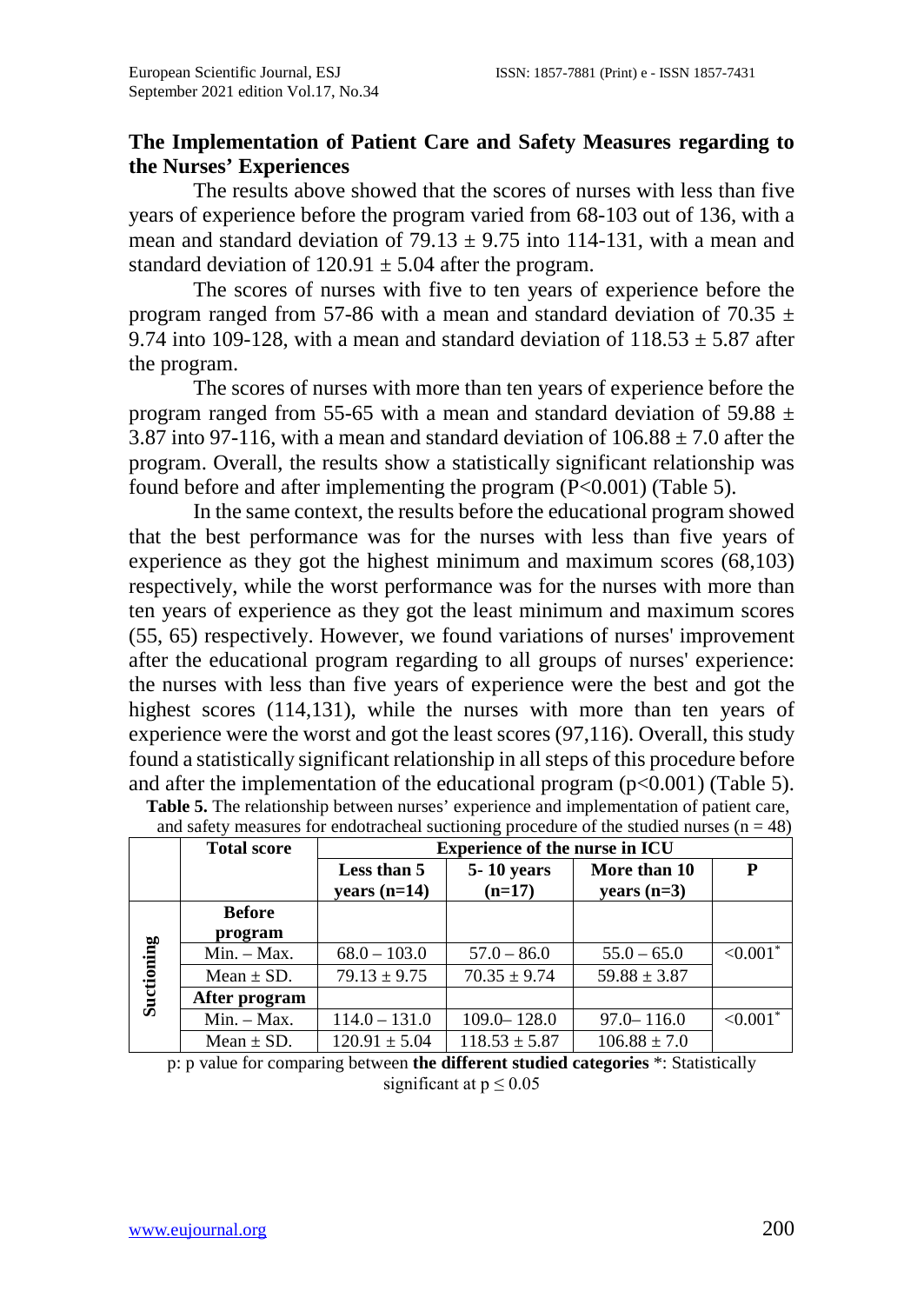## The Implementation of Patient Care and Safety Measures regarding to the Nurses' Experiences

The results above showed that the scores of nurses with less than five years of experience before the program varied from 68-103 out of 136, with a mean and standard deviation of $79.13 \pm 9.75$ into 114-131, with a mean and standard deviation of $120.91 \pm 5.04$ after the program.

The scores of nurses with five to ten years of experience before the program ranged from 57-86 with a mean and standard deviation of $70.35 \pm 9.74$ into 109-128, with a mean and standard deviation of $118.53 \pm 5.87$ after the program.

The scores of nurses with more than ten years of experience before the program ranged from 55-65 with a mean and standard deviation of $59.88 \pm 3.87$ into 97-116, with a mean and standard deviation of $106.88 \pm 7.0$ after the program. Overall, the results show a statistically significant relationship was found before and after implementing the program ($P<0.001$) (Table 5).

In the same context, the results before the educational program showed that the best performance was for the nurses with less than five years of experience as they got the highest minimum and maximum scores (68,103) respectively, while the worst performance was for the nurses with more than ten years of experience as they got the least minimum and maximum scores (55, 65) respectively. However, we found variations of nurses' improvement after the educational program regarding to all groups of nurses' experience: the nurses with less than five years of experience were the best and got the highest scores (114,131), while the nurses with more than ten years of experience were the worst and got the least scores (97,116). Overall, this study found a statistically significant relationship in all steps of this procedure before and after the implementation of the educational program ($p<0.001$) (Table 5).

**Table 5.** The relationship between nurses' experience and implementation of patient care, and safety measures for endotracheal suctioning procedure of the studied nurses ($n = 48$)

| | Total score | Experience of the nurse in ICU | | | |
|---|---|---|---|---|---|
| | | Less than 5 years (n=14) | 5- 10 years (n=17) | More than 10 years (n=3) | P |
| Suctioning | **Before program** | | | | |
| | Min. – Max. | 68.0 – 103.0 | 57.0 – 86.0 | 55.0 – 65.0 | <0.001* |
| | Mean ± SD. | 79.13 ± 9.75 | 70.35 ± 9.74 | 59.88 ± 3.87 | |
| | **After program** | | | | |
| | Min. – Max. | 114.0 – 131.0 | 109.0– 128.0 | 97.0– 116.0 | <0.001* |
| | Mean ± SD. | 120.91 ± 5.04 | 118.53 ± 5.87 | 106.88 ± 7.0 | |

p: p value for comparing between **the different studied categories** *: Statistically significant at $p \leq 0.05$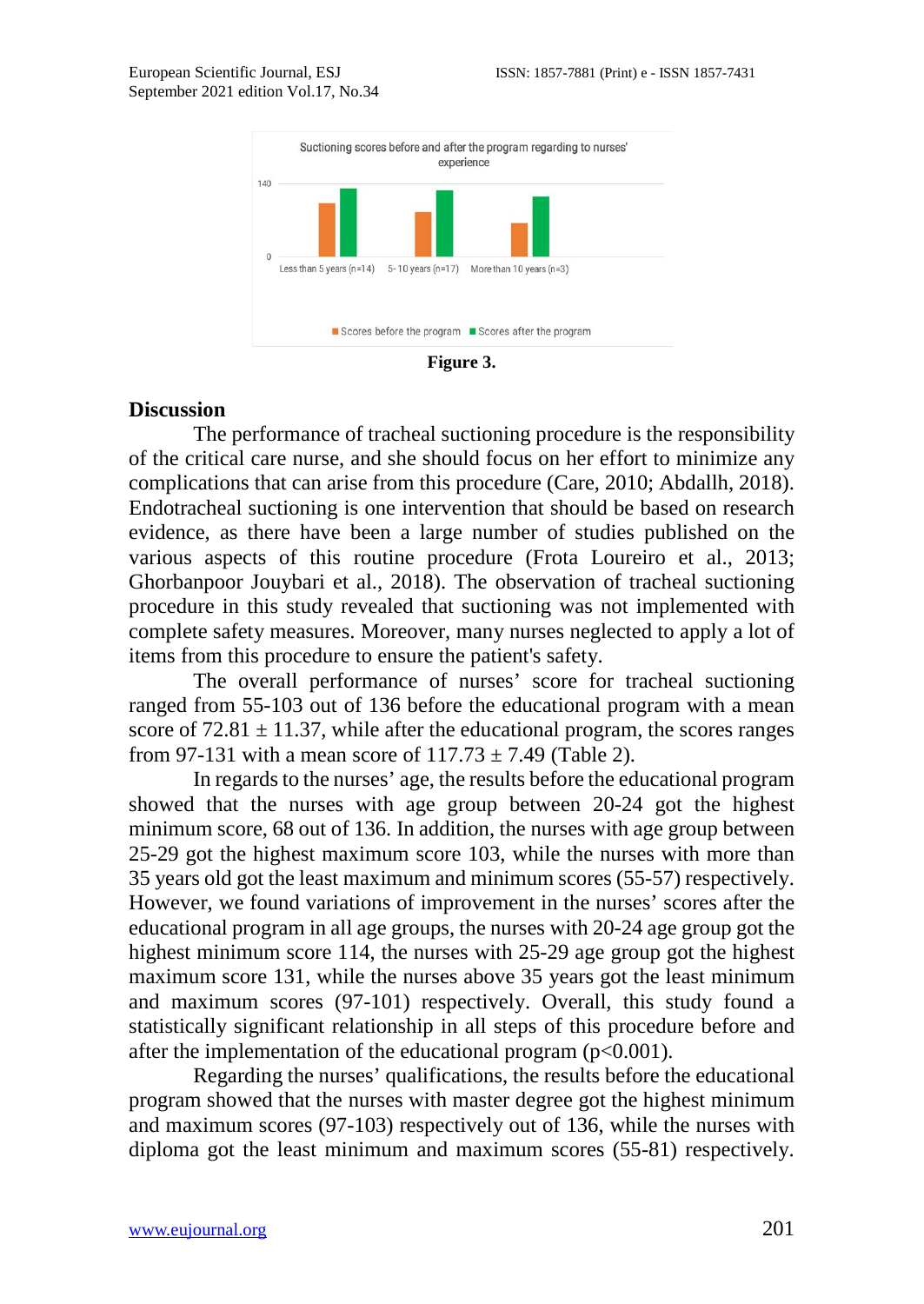Figure 3.

## Discussion

The performance of tracheal suctioning procedure is the responsibility of the critical care nurse, and she should focus on her effort to minimize any complications that can arise from this procedure (Care, 2010; Abdallh, 2018). Endotracheal suctioning is one intervention that should be based on research evidence, as there have been a large number of studies published on the various aspects of this routine procedure (Frota Loureiro et al., 2013; Ghorbanpoor Jouybari et al., 2018). The observation of tracheal suctioning procedure in this study revealed that suctioning was not implemented with complete safety measures. Moreover, many nurses neglected to apply a lot of items from this procedure to ensure the patient's safety.

The overall performance of nurses' score for tracheal suctioning ranged from 55-103 out of 136 before the educational program with a mean score of 72.81 ± 11.37, while after the educational program, the scores ranges from 97-131 with a mean score of 117.73 ± 7.49 (Table 2).

In regards to the nurses' age, the results before the educational program showed that the nurses with age group between 20-24 got the highest minimum score, 68 out of 136. In addition, the nurses with age group between 25-29 got the highest maximum score 103, while the nurses with more than 35 years old got the least maximum and minimum scores (55-57) respectively. However, we found variations of improvement in the nurses' scores after the educational program in all age groups, the nurses with 20-24 age group got the highest minimum score 114, the nurses with 25-29 age group got the highest maximum score 131, while the nurses above 35 years got the least minimum and maximum scores (97-101) respectively. Overall, this study found a statistically significant relationship in all steps of this procedure before and after the implementation of the educational program ($p<0.001$).

Regarding the nurses' qualifications, the results before the educational program showed that the nurses with master degree got the highest minimum and maximum scores (97-103) respectively out of 136, while the nurses with diploma got the least minimum and maximum scores (55-81) respectively.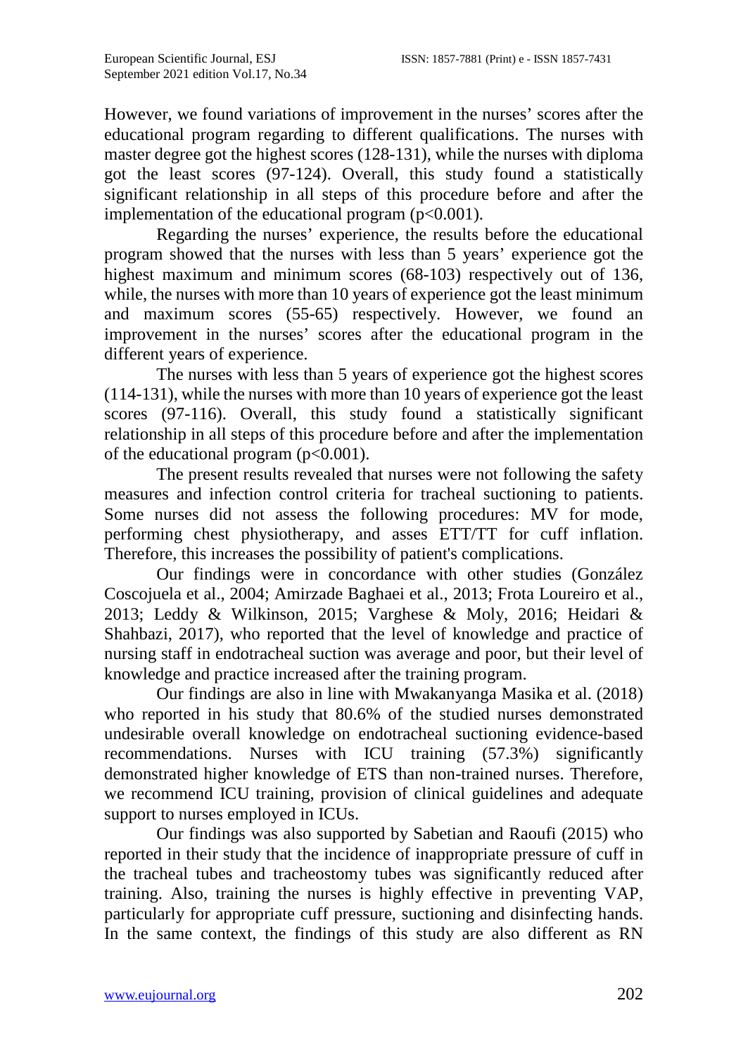However, we found variations of improvement in the nurses' scores after the educational program regarding to different qualifications. The nurses with master degree got the highest scores (128-131), while the nurses with diploma got the least scores (97-124). Overall, this study found a statistically significant relationship in all steps of this procedure before and after the implementation of the educational program ($p<0.001$).

Regarding the nurses' experience, the results before the educational program showed that the nurses with less than 5 years' experience got the highest maximum and minimum scores (68-103) respectively out of 136, while, the nurses with more than 10 years of experience got the least minimum and maximum scores (55-65) respectively. However, we found an improvement in the nurses' scores after the educational program in the different years of experience.

The nurses with less than 5 years of experience got the highest scores (114-131), while the nurses with more than 10 years of experience got the least scores (97-116). Overall, this study found a statistically significant relationship in all steps of this procedure before and after the implementation of the educational program ($p<0.001$).

The present results revealed that nurses were not following the safety measures and infection control criteria for tracheal suctioning to patients. Some nurses did not assess the following procedures: MV for mode, performing chest physiotherapy, and asses ETT/TT for cuff inflation. Therefore, this increases the possibility of patient's complications.

Our findings were in concordance with other studies (González Coscojuela et al., 2004; Amirzade Baghaei et al., 2013; Frota Loureiro et al., 2013; Leddy & Wilkinson, 2015; Varghese & Moly, 2016; Heidari & Shahbazi, 2017), who reported that the level of knowledge and practice of nursing staff in endotracheal suction was average and poor, but their level of knowledge and practice increased after the training program.

Our findings are also in line with Mwakanyanga Masika et al. (2018) who reported in his study that 80.6% of the studied nurses demonstrated undesirable overall knowledge on endotracheal suctioning evidence-based recommendations. Nurses with ICU training (57.3%) significantly demonstrated higher knowledge of ETS than non-trained nurses. Therefore, we recommend ICU training, provision of clinical guidelines and adequate support to nurses employed in ICUs.

Our findings was also supported by Sabetian and Raoufi (2015) who reported in their study that the incidence of inappropriate pressure of cuff in the tracheal tubes and tracheostomy tubes was significantly reduced after training. Also, training the nurses is highly effective in preventing VAP, particularly for appropriate cuff pressure, suctioning and disinfecting hands. In the same context, the findings of this study are also different as RN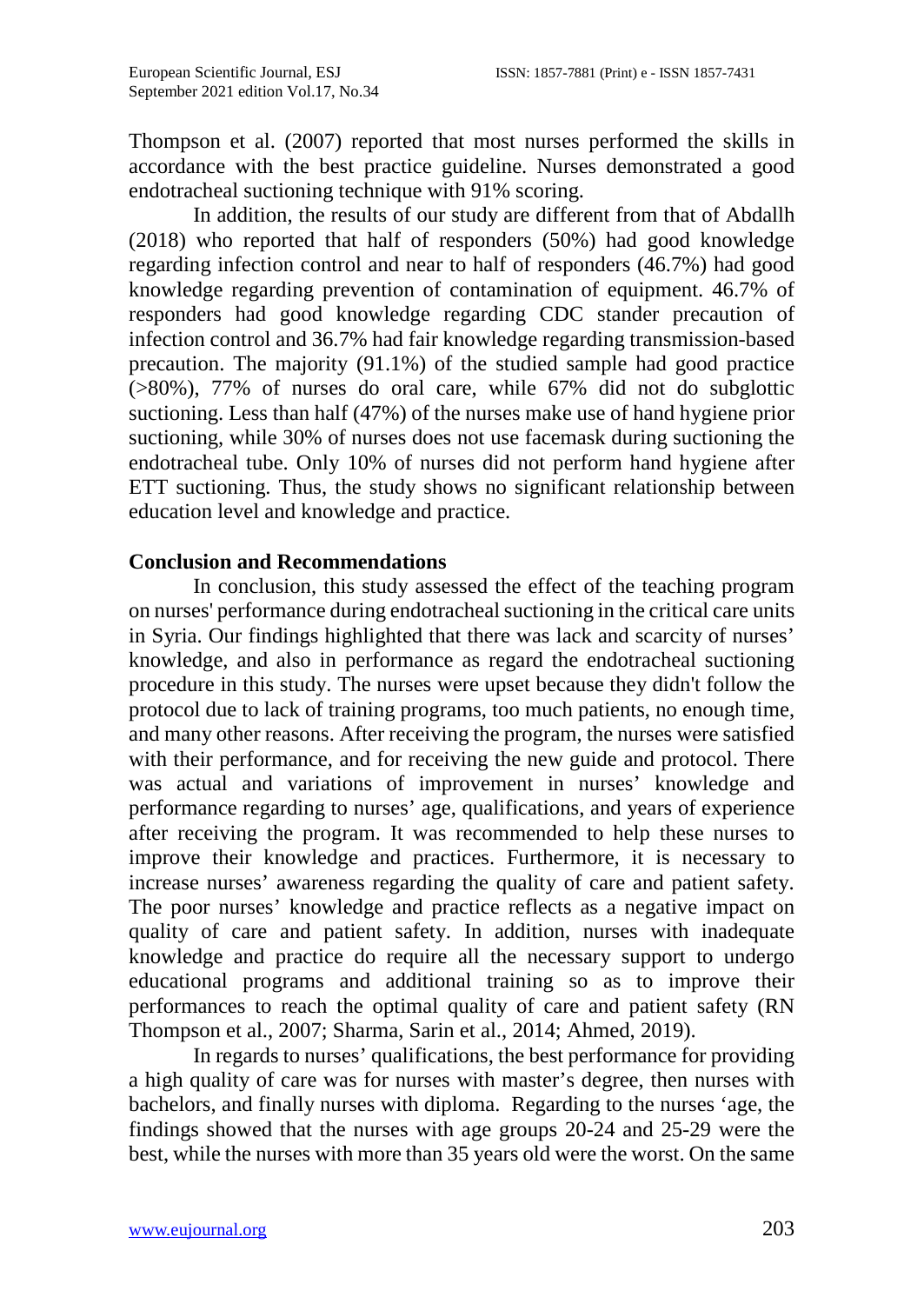Thompson et al. (2007) reported that most nurses performed the skills in accordance with the best practice guideline. Nurses demonstrated a good endotracheal suctioning technique with 91% scoring.

In addition, the results of our study are different from that of Abdallh (2018) who reported that half of responders (50%) had good knowledge regarding infection control and near to half of responders (46.7%) had good knowledge regarding prevention of contamination of equipment. 46.7% of responders had good knowledge regarding CDC stander precaution of infection control and 36.7% had fair knowledge regarding transmission-based precaution. The majority (91.1%) of the studied sample had good practice (>80%), 77% of nurses do oral care, while 67% did not do subglottic suctioning. Less than half (47%) of the nurses make use of hand hygiene prior suctioning, while 30% of nurses does not use facemask during suctioning the endotracheal tube. Only 10% of nurses did not perform hand hygiene after ETT suctioning. Thus, the study shows no significant relationship between education level and knowledge and practice.

## Conclusion and Recommendations

In conclusion, this study assessed the effect of the teaching program on nurses' performance during endotracheal suctioning in the critical care units in Syria. Our findings highlighted that there was lack and scarcity of nurses' knowledge, and also in performance as regard the endotracheal suctioning procedure in this study. The nurses were upset because they didn't follow the protocol due to lack of training programs, too much patients, no enough time, and many other reasons. After receiving the program, the nurses were satisfied with their performance, and for receiving the new guide and protocol. There was actual and variations of improvement in nurses' knowledge and performance regarding to nurses' age, qualifications, and years of experience after receiving the program. It was recommended to help these nurses to improve their knowledge and practices. Furthermore, it is necessary to increase nurses' awareness regarding the quality of care and patient safety. The poor nurses' knowledge and practice reflects as a negative impact on quality of care and patient safety. In addition, nurses with inadequate knowledge and practice do require all the necessary support to undergo educational programs and additional training so as to improve their performances to reach the optimal quality of care and patient safety (RN Thompson et al., 2007; Sharma, Sarin et al., 2014; Ahmed, 2019).

In regards to nurses' qualifications, the best performance for providing a high quality of care was for nurses with master's degree, then nurses with bachelors, and finally nurses with diploma. Regarding to the nurses 'age, the findings showed that the nurses with age groups 20-24 and 25-29 were the best, while the nurses with more than 35 years old were the worst. On the same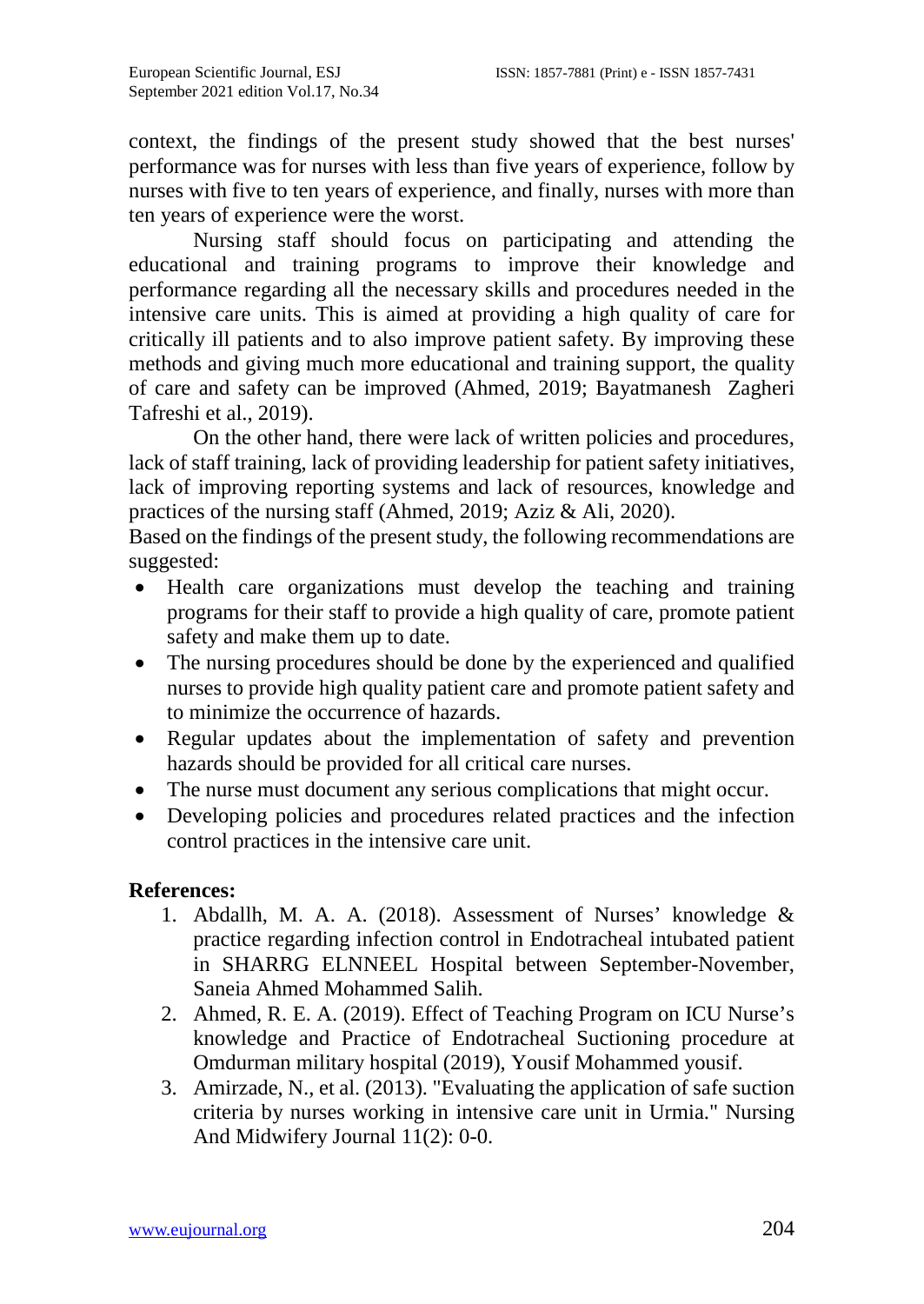context, the findings of the present study showed that the best nurses' performance was for nurses with less than five years of experience, follow by nurses with five to ten years of experience, and finally, nurses with more than ten years of experience were the worst.

Nursing staff should focus on participating and attending the educational and training programs to improve their knowledge and performance regarding all the necessary skills and procedures needed in the intensive care units. This is aimed at providing a high quality of care for critically ill patients and to also improve patient safety. By improving these methods and giving much more educational and training support, the quality of care and safety can be improved (Ahmed, 2019; Bayatmanesh Zagheri Tafreshi et al., 2019).

On the other hand, there were lack of written policies and procedures, lack of staff training, lack of providing leadership for patient safety initiatives, lack of improving reporting systems and lack of resources, knowledge and practices of the nursing staff (Ahmed, 2019; Aziz & Ali, 2020).

Based on the findings of the present study, the following recommendations are suggested:

- Health care organizations must develop the teaching and training programs for their staff to provide a high quality of care, promote patient safety and make them up to date.
- The nursing procedures should be done by the experienced and qualified nurses to provide high quality patient care and promote patient safety and to minimize the occurrence of hazards.
- Regular updates about the implementation of safety and prevention hazards should be provided for all critical care nurses.
- The nurse must document any serious complications that might occur.
- Developing policies and procedures related practices and the infection control practices in the intensive care unit.

**References:**

1. Abdallh, M. A. A. (2018). Assessment of Nurses' knowledge & practice regarding infection control in Endotracheal intubated patient in SHARRG ELNNEEL Hospital between September-November, Saneia Ahmed Mohammed Salih.
2. Ahmed, R. E. A. (2019). Effect of Teaching Program on ICU Nurse's knowledge and Practice of Endotracheal Suctioning procedure at Omdurman military hospital (2019), Yousif Mohammed yousif.
3. Amirzade, N., et al. (2013). "Evaluating the application of safe suction criteria by nurses working in intensive care unit in Urmia." Nursing And Midwifery Journal 11(2): 0-0.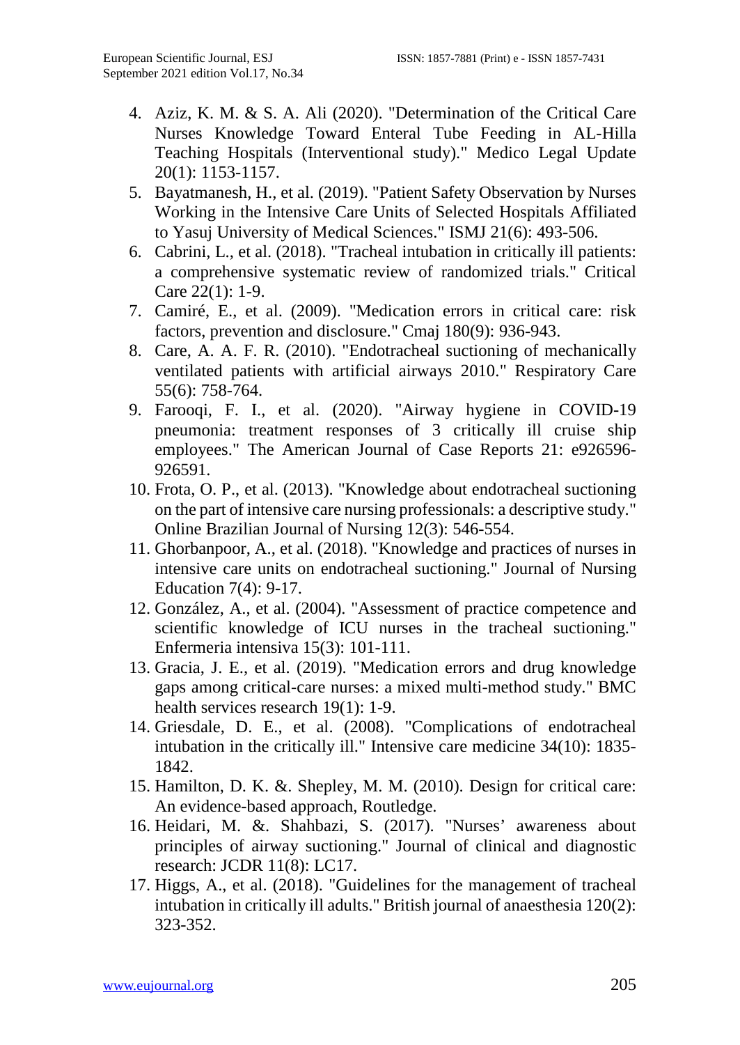4. Aziz, K. M. & S. A. Ali (2020). "Determination of the Critical Care Nurses Knowledge Toward Enteral Tube Feeding in AL-Hilla Teaching Hospitals (Interventional study)." Medico Legal Update 20(1): 1153-1157.
5. Bayatmanesh, H., et al. (2019). "Patient Safety Observation by Nurses Working in the Intensive Care Units of Selected Hospitals Affiliated to Yasuj University of Medical Sciences." ISMJ 21(6): 493-506.
6. Cabrini, L., et al. (2018). "Tracheal intubation in critically ill patients: a comprehensive systematic review of randomized trials." Critical Care 22(1): 1-9.
7. Camiré, E., et al. (2009). "Medication errors in critical care: risk factors, prevention and disclosure." Cmaj 180(9): 936-943.
8. Care, A. A. F. R. (2010). "Endotracheal suctioning of mechanically ventilated patients with artificial airways 2010." Respiratory Care 55(6): 758-764.
9. Farooqi, F. I., et al. (2020). "Airway hygiene in COVID-19 pneumonia: treatment responses of 3 critically ill cruise ship employees." The American Journal of Case Reports 21: e926596-926591.
10. Frota, O. P., et al. (2013). "Knowledge about endotracheal suctioning on the part of intensive care nursing professionals: a descriptive study." Online Brazilian Journal of Nursing 12(3): 546-554.
11. Ghorbanpoor, A., et al. (2018). "Knowledge and practices of nurses in intensive care units on endotracheal suctioning." Journal of Nursing Education 7(4): 9-17.
12. González, A., et al. (2004). "Assessment of practice competence and scientific knowledge of ICU nurses in the tracheal suctioning." Enfermeria intensiva 15(3): 101-111.
13. Gracia, J. E., et al. (2019). "Medication errors and drug knowledge gaps among critical-care nurses: a mixed multi-method study." BMC health services research 19(1): 1-9.
14. Griesdale, D. E., et al. (2008). "Complications of endotracheal intubation in the critically ill." Intensive care medicine 34(10): 1835-1842.
15. Hamilton, D. K. &. Shepley, M. M. (2010). Design for critical care: An evidence-based approach, Routledge.
16. Heidari, M. &. Shahbazi, S. (2017). "Nurses' awareness about principles of airway suctioning." Journal of clinical and diagnostic research: JCDR 11(8): LC17.
17. Higgs, A., et al. (2018). "Guidelines for the management of tracheal intubation in critically ill adults." British journal of anaesthesia 120(2): 323-352.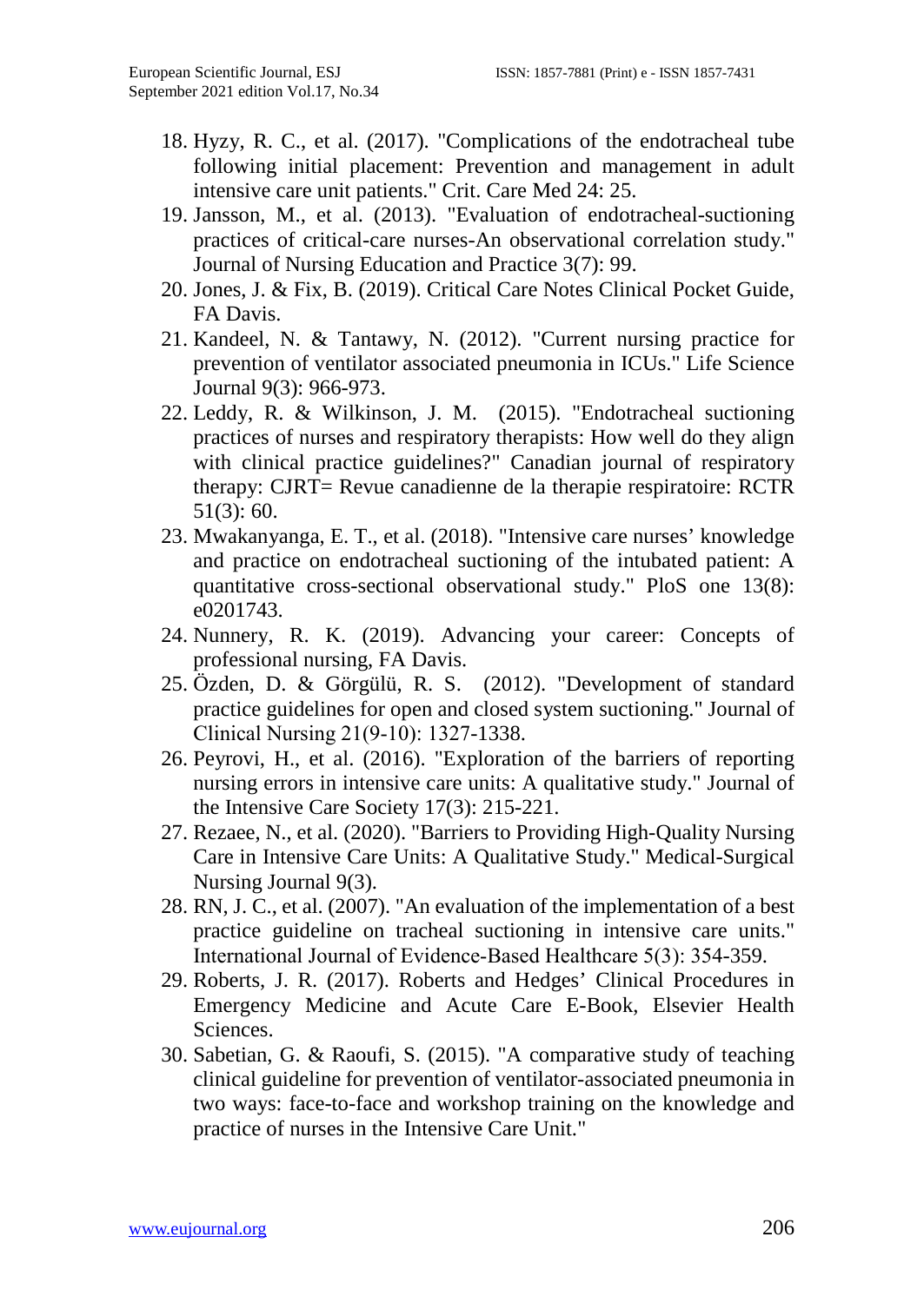18. Hyzy, R. C., et al. (2017). "Complications of the endotracheal tube following initial placement: Prevention and management in adult intensive care unit patients." Crit. Care Med 24: 25.
19. Jansson, M., et al. (2013). "Evaluation of endotracheal-suctioning practices of critical-care nurses-An observational correlation study." Journal of Nursing Education and Practice 3(7): 99.
20. Jones, J. & Fix, B. (2019). Critical Care Notes Clinical Pocket Guide, FA Davis.
21. Kandeel, N. & Tantawy, N. (2012). "Current nursing practice for prevention of ventilator associated pneumonia in ICUs." Life Science Journal 9(3): 966-973.
22. Leddy, R. & Wilkinson, J. M. (2015). "Endotracheal suctioning practices of nurses and respiratory therapists: How well do they align with clinical practice guidelines?" Canadian journal of respiratory therapy: CJRT= Revue canadienne de la therapie respiratoire: RCTR 51(3): 60.
23. Mwakanyanga, E. T., et al. (2018). "Intensive care nurses' knowledge and practice on endotracheal suctioning of the intubated patient: A quantitative cross-sectional observational study." PloS one 13(8): e0201743.
24. Nunnery, R. K. (2019). Advancing your career: Concepts of professional nursing, FA Davis.
25. Özden, D. & Görgülü, R. S. (2012). "Development of standard practice guidelines for open and closed system suctioning." Journal of Clinical Nursing 21(9-10): 1327-1338.
26. Peyrovi, H., et al. (2016). "Exploration of the barriers of reporting nursing errors in intensive care units: A qualitative study." Journal of the Intensive Care Society 17(3): 215-221.
27. Rezaee, N., et al. (2020). "Barriers to Providing High-Quality Nursing Care in Intensive Care Units: A Qualitative Study." Medical-Surgical Nursing Journal 9(3).
28. RN, J. C., et al. (2007). "An evaluation of the implementation of a best practice guideline on tracheal suctioning in intensive care units." International Journal of Evidence-Based Healthcare 5(3): 354-359.
29. Roberts, J. R. (2017). Roberts and Hedges' Clinical Procedures in Emergency Medicine and Acute Care E-Book, Elsevier Health Sciences.
30. Sabetian, G. & Raoufi, S. (2015). "A comparative study of teaching clinical guideline for prevention of ventilator-associated pneumonia in two ways: face-to-face and workshop training on the knowledge and practice of nurses in the Intensive Care Unit."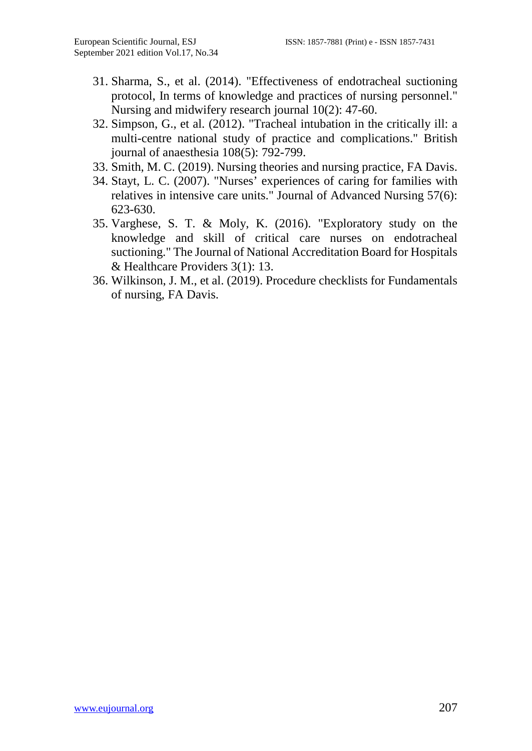31. Sharma, S., et al. (2014). "Effectiveness of endotracheal suctioning protocol, In terms of knowledge and practices of nursing personnel." Nursing and midwifery research journal 10(2): 47-60.
32. Simpson, G., et al. (2012). "Tracheal intubation in the critically ill: a multi-centre national study of practice and complications." British journal of anaesthesia 108(5): 792-799.
33. Smith, M. C. (2019). Nursing theories and nursing practice, FA Davis.
34. Stayt, L. C. (2007). "Nurses' experiences of caring for families with relatives in intensive care units." Journal of Advanced Nursing 57(6): 623-630.
35. Varghese, S. T. & Moly, K. (2016). "Exploratory study on the knowledge and skill of critical care nurses on endotracheal suctioning." The Journal of National Accreditation Board for Hospitals & Healthcare Providers 3(1): 13.
36. Wilkinson, J. M., et al. (2019). Procedure checklists for Fundamentals of nursing, FA Davis.